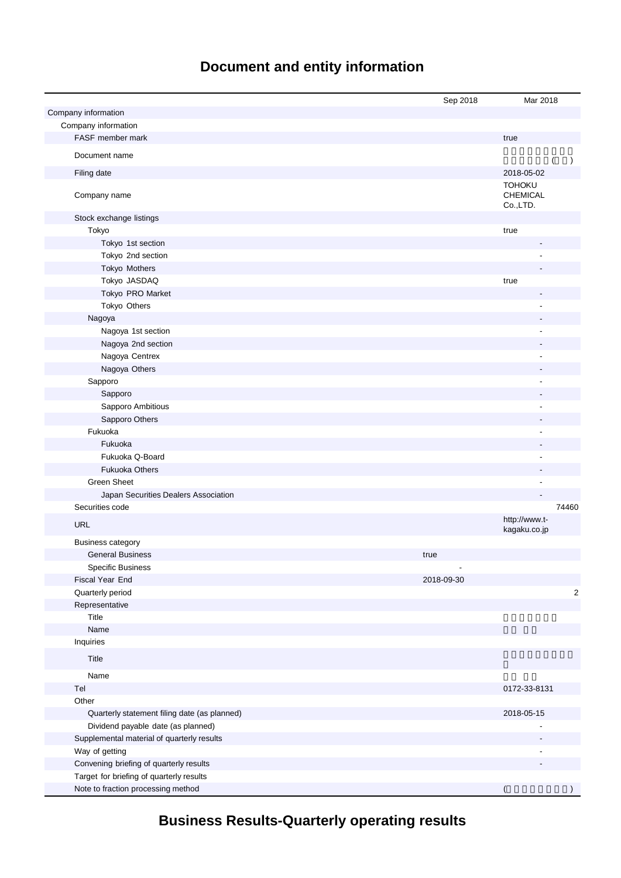# Document and entity information

| | Sep 2018 | Mar 2018 |
|---|---|---|
| Company information | | |
| Company information | | |
| FASF member mark | | true |
| Document name | | ( ) |
| Filing date | | 2018-05-02 |
| Company name | | TOHOKU CHEMICAL Co.,LTD. |
| Stock exchange listings | | |
| Tokyo | | true |
| Tokyo 1st section | | - |
| Tokyo 2nd section | | - |
| Tokyo Mothers | | - |
| Tokyo JASDAQ | | true |
| Tokyo PRO Market | | - |
| Tokyo Others | | - |
| Nagoya | | - |
| Nagoya 1st section | | - |
| Nagoya 2nd section | | - |
| Nagoya Centrex | | - |
| Nagoya Others | | - |
| Sapporo | | - |
| Sapporo | | - |
| Sapporo Ambitious | | - |
| Sapporo Others | | - |
| Fukuoka | | - |
| Fukuoka | | - |
| Fukuoka Q-Board | | - |
| Fukuoka Others | | - |
| Green Sheet | | - |
| Japan Securities Dealers Association | | - |
| Securities code | | 74460 |
| URL | | http://www.t-kagaku.co.jp |
| Business category | | |
| General Business | true | |
| Specific Business | - | |
| Fiscal Year End | 2018-09-30 | |
| Quarterly period | | 2 |
| Representative | | |
| Title | | |
| Name | | |
| Inquiries | | |
| Title | | |
| Name | | |
| Tel | | 0172-33-8131 |
| Other | | |
| Quarterly statement filing date (as planned) | | 2018-05-15 |
| Dividend payable date (as planned) | | - |
| Supplemental material of quarterly results | | - |
| Way of getting | | - |
| Convening briefing of quarterly results | | - |
| Target for briefing of quarterly results | | |
| Note to fraction processing method | | ( ) |

# Business Results-Quarterly operating results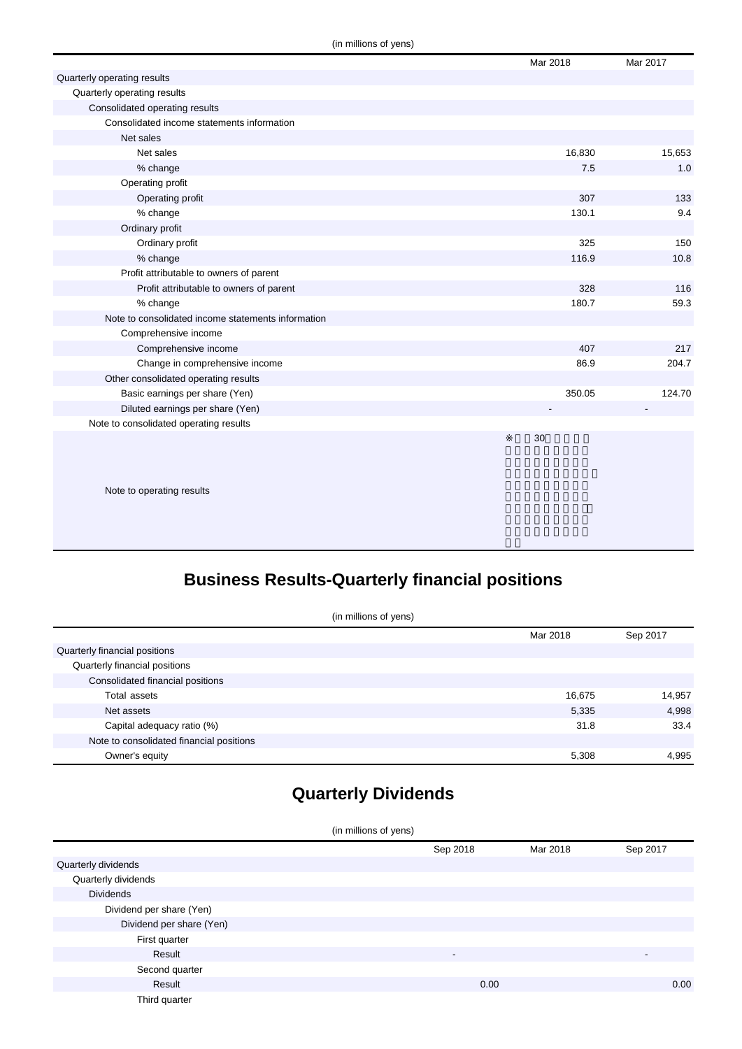(in millions of yens)

| | Mar 2018 | Mar 2017 |
|---|---|---|
| Quarterly operating results | | |
| Quarterly operating results | | |
| Consolidated operating results | | |
| Consolidated income statements information | | |
| Net sales | | |
| Net sales | 16,830 | 15,653 |
| % change | 7.5 | 1.0 |
| Operating profit | | |
| Operating profit | 307 | 133 |
| % change | 130.1 | 9.4 |
| Ordinary profit | | |
| Ordinary profit | 325 | 150 |
| % change | 116.9 | 10.8 |
| Profit attributable to owners of parent | | |
| Profit attributable to owners of parent | 328 | 116 |
| % change | 180.7 | 59.3 |
| Note to consolidated income statements information | | |
| Comprehensive income | | |
| Comprehensive income | 407 | 217 |
| Change in comprehensive income | 86.9 | 204.7 |
| Other consolidated operating results | | |
| Basic earnings per share (Yen) | 350.05 | 124.70 |
| Diluted earnings per share (Yen) | - | - |
| Note to consolidated operating results | | |
| Note to operating results | ※ 30 | |

# Business Results-Quarterly financial positions

(in millions of yens)

| | Mar 2018 | Sep 2017 |
|---|---|---|
| Quarterly financial positions | | |
| Quarterly financial positions | | |
| Consolidated financial positions | | |
| Total assets | 16,675 | 14,957 |
| Net assets | 5,335 | 4,998 |
| Capital adequacy ratio (%) | 31.8 | 33.4 |
| Note to consolidated financial positions | | |
| Owner's equity | 5,308 | 4,995 |

# Quarterly Dividends

(in millions of yens)

| | Sep 2018 | Mar 2018 | Sep 2017 |
|---|---|---|---|
| Quarterly dividends | | | |
| Quarterly dividends | | | |
| Dividends | | | |
| Dividend per share (Yen) | | | |
| Dividend per share (Yen) | | | |
| First quarter | | | |
| Result | - | | - |
| Second quarter | | | |
| Result | 0.00 | | 0.00 |
| Third quarter | | | |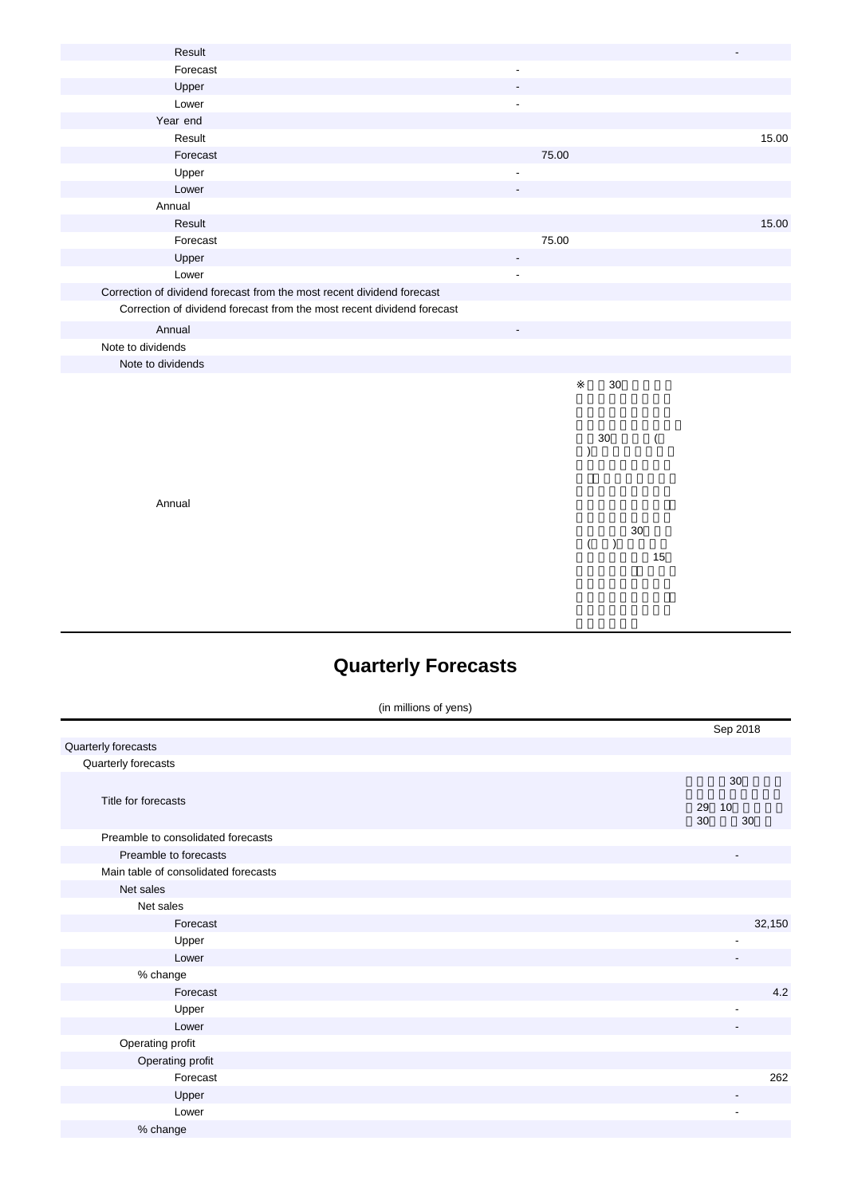| | | |
|---|---|---|
| Result | | - |
| Forecast | - | |
| Upper | - | |
| Lower | - | |
| Year end | | |
| Result | | 15.00 |
| Forecast | 75.00 | |
| Upper | - | |
| Lower | - | |
| Annual | | |
| Result | | 15.00 |
| Forecast | 75.00 | |
| Upper | - | |
| Lower | - | |
| Correction of dividend forecast from the most recent dividend forecast | | |
| Correction of dividend forecast from the most recent dividend forecast | | |
| Annual | - | |
| Note to dividends | | |
| Note to dividends | | |
| Annual | ※ 30 30 ( ) 30 ( ) 15 | |

## Quarterly Forecasts

(in millions of yens)

| | Sep 2018 |
|---|---|
| Quarterly forecasts | |
| Quarterly forecasts | |
| Title for forecasts | 30 29 10 30 30 |
| Preamble to consolidated forecasts | |
| Preamble to forecasts | - |
| Main table of consolidated forecasts | |
| Net sales | |
| Net sales | |
| Forecast | 32,150 |
| Upper | - |
| Lower | - |
| % change | |
| Forecast | 4.2 |
| Upper | - |
| Lower | - |
| Operating profit | |
| Operating profit | |
| Forecast | 262 |
| Upper | - |
| Lower | - |
| % change | |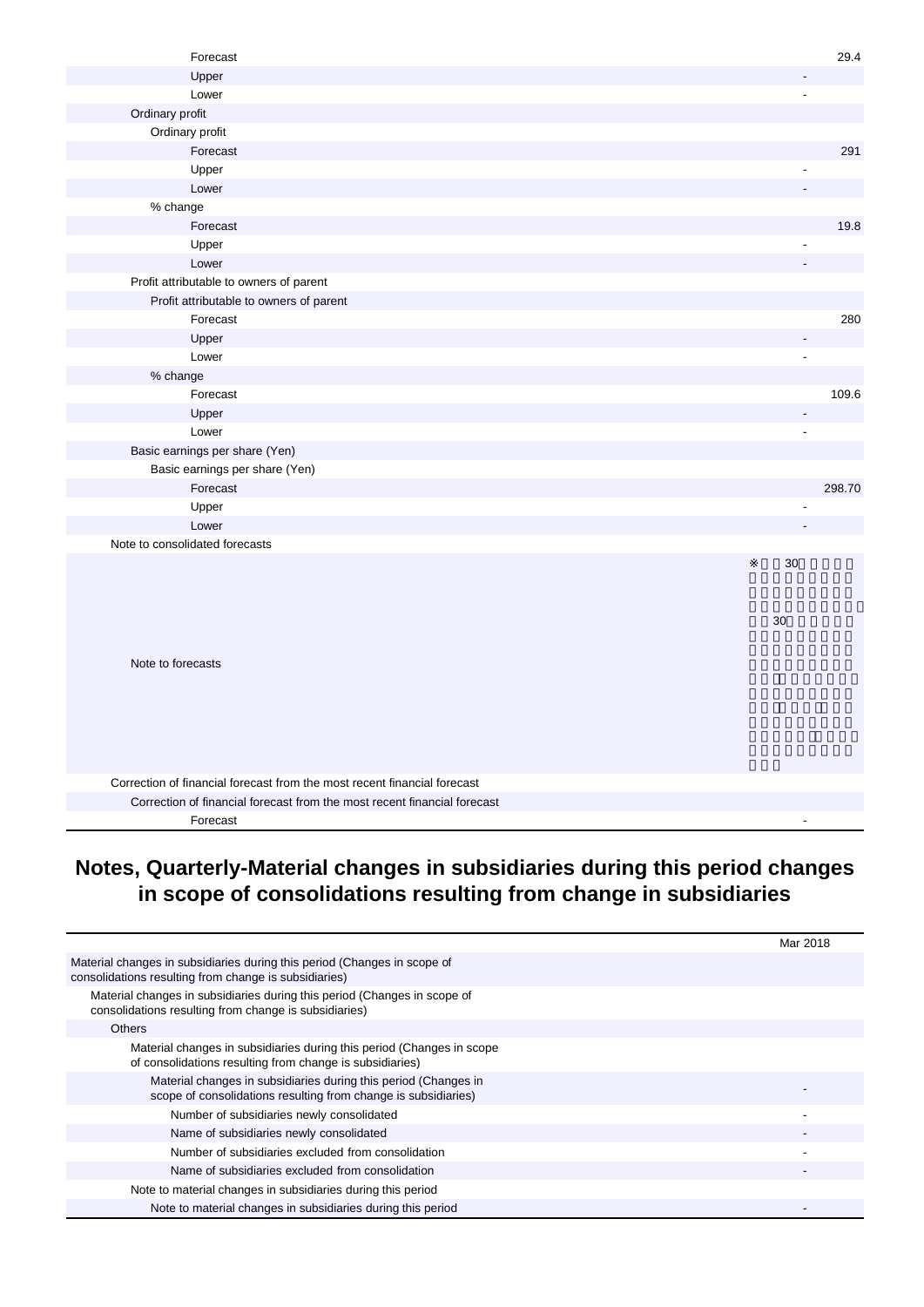| | |
|---|---|
| Forecast | 29.4 |
| Upper | - |
| Lower | - |
| Ordinary profit | |
| Ordinary profit | |
| Forecast | 291 |
| Upper | - |
| Lower | - |
| % change | |
| Forecast | 19.8 |
| Upper | - |
| Lower | - |
| Profit attributable to owners of parent | |
| Profit attributable to owners of parent | |
| Forecast | 280 |
| Upper | - |
| Lower | - |
| % change | |
| Forecast | 109.6 |
| Upper | - |
| Lower | - |
| Basic earnings per share (Yen) | |
| Basic earnings per share (Yen) | |
| Forecast | 298.70 |
| Upper | - |
| Lower | - |
| Note to consolidated forecasts | |
| Note to forecasts | ※ 30 … 30 … |
| Correction of financial forecast from the most recent financial forecast | |
| Correction of financial forecast from the most recent financial forecast | |
| Forecast | - |

## Notes, Quarterly-Material changes in subsidiaries during this period changes in scope of consolidations resulting from change in subsidiaries

| | Mar 2018 |
|---|---|
| Material changes in subsidiaries during this period (Changes in scope of consolidations resulting from change is subsidiaries) | |
| Material changes in subsidiaries during this period (Changes in scope of consolidations resulting from change is subsidiaries) | |
| Others | |
| Material changes in subsidiaries during this period (Changes in scope of consolidations resulting from change is subsidiaries) | |
| Material changes in subsidiaries during this period (Changes in scope of consolidations resulting from change is subsidiaries) | - |
| Number of subsidiaries newly consolidated | - |
| Name of subsidiaries newly consolidated | - |
| Number of subsidiaries excluded from consolidation | - |
| Name of subsidiaries excluded from consolidation | - |
| Note to material changes in subsidiaries during this period | |
| Note to material changes in subsidiaries during this period | - |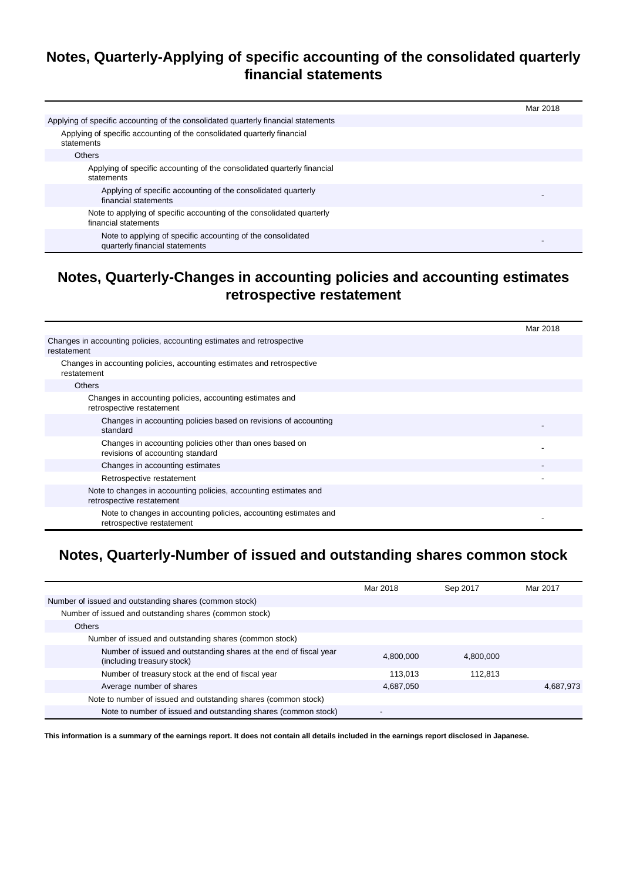## Notes, Quarterly-Applying of specific accounting of the consolidated quarterly financial statements

| | Mar 2018 |
|---|---|
| Applying of specific accounting of the consolidated quarterly financial statements | |
| Applying of specific accounting of the consolidated quarterly financial statements | |
| Others | |
| Applying of specific accounting of the consolidated quarterly financial statements | |
| Applying of specific accounting of the consolidated quarterly financial statements | - |
| Note to applying of specific accounting of the consolidated quarterly financial statements | |
| Note to applying of specific accounting of the consolidated quarterly financial statements | - |

## Notes, Quarterly-Changes in accounting policies and accounting estimates retrospective restatement

| | Mar 2018 |
|---|---|
| Changes in accounting policies, accounting estimates and retrospective restatement | |
| Changes in accounting policies, accounting estimates and retrospective restatement | |
| Others | |
| Changes in accounting policies, accounting estimates and retrospective restatement | |
| Changes in accounting policies based on revisions of accounting standard | - |
| Changes in accounting policies other than ones based on revisions of accounting standard | - |
| Changes in accounting estimates | - |
| Retrospective restatement | - |
| Note to changes in accounting policies, accounting estimates and retrospective restatement | |
| Note to changes in accounting policies, accounting estimates and retrospective restatement | - |

## Notes, Quarterly-Number of issued and outstanding shares common stock

| | Mar 2018 | Sep 2017 | Mar 2017 |
|---|---|---|---|
| Number of issued and outstanding shares (common stock) | | | |
| Number of issued and outstanding shares (common stock) | | | |
| Others | | | |
| Number of issued and outstanding shares (common stock) | | | |
| Number of issued and outstanding shares at the end of fiscal year (including treasury stock) | 4,800,000 | 4,800,000 | |
| Number of treasury stock at the end of fiscal year | 113,013 | 112,813 | |
| Average number of shares | 4,687,050 | | 4,687,973 |
| Note to number of issued and outstanding shares (common stock) | | | |
| Note to number of issued and outstanding shares (common stock) | - | | |

**This information is a summary of the earnings report. It does not contain all details included in the earnings report disclosed in Japanese.**